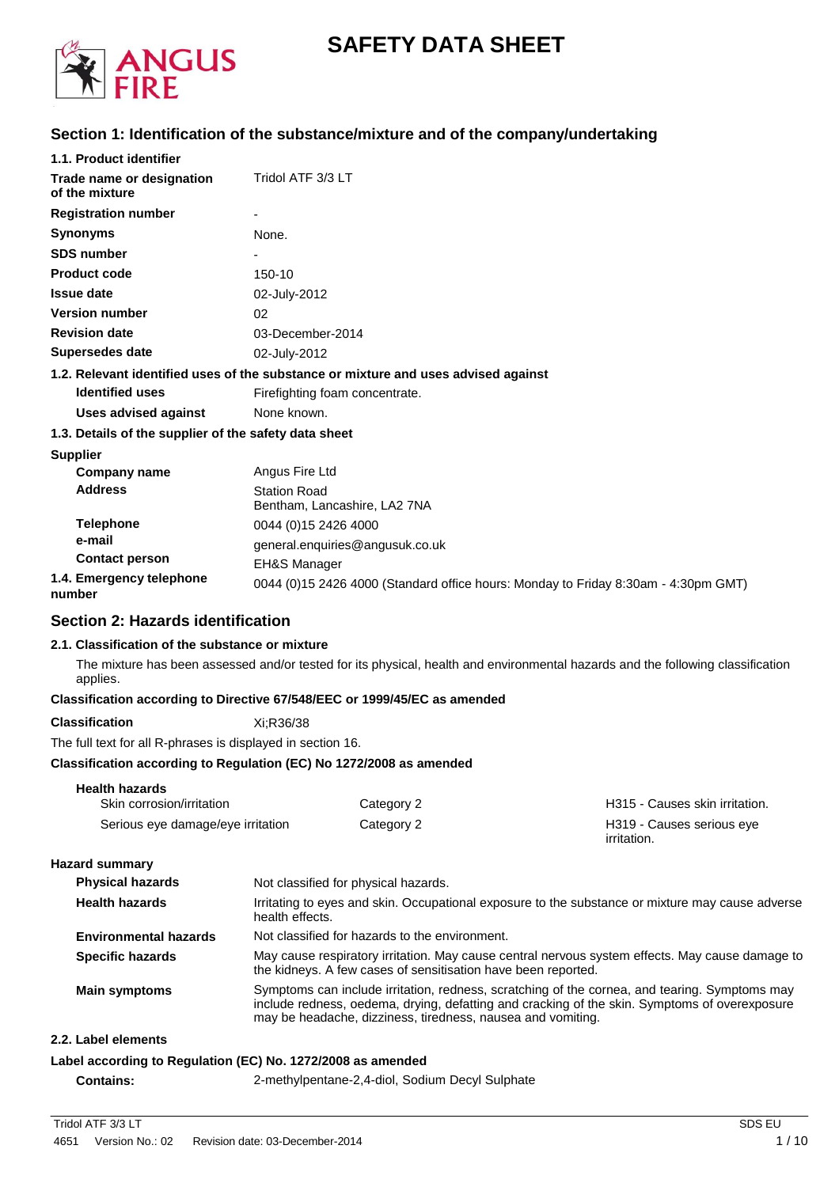# SAFETY DATA SHEET

## Section 1: Identification of the substance/mixture and of the company/undertaking

**1.1. Product identifier**

| | |
|---|---|
| **Trade name or designation of the mixture** | Tridol ATF 3/3 LT |
| **Registration number** | - |
| **Synonyms** | None. |
| **SDS number** | - |
| **Product code** | 150-10 |
| **Issue date** | 02-July-2012 |
| **Version number** | 02 |
| **Revision date** | 03-December-2014 |
| **Supersedes date** | 02-July-2012 |

**1.2. Relevant identified uses of the substance or mixture and uses advised against**

| | |
|---|---|
| **Identified uses** | Firefighting foam concentrate. |
| **Uses advised against** | None known. |

**1.3. Details of the supplier of the safety data sheet**

**Supplier**

| | |
|---|---|
| **Company name** | Angus Fire Ltd |
| **Address** | Station Road<br>Bentham, Lancashire, LA2 7NA |
| **Telephone** | 0044 (0)15 2426 4000 |
| **e-mail** | general.enquiries@angusuk.co.uk |
| **Contact person** | EH&S Manager |

**1.4. Emergency telephone number** 0044 (0)15 2426 4000 (Standard office hours: Monday to Friday 8:30am - 4:30pm GMT)

## Section 2: Hazards identification

**2.1. Classification of the substance or mixture**

The mixture has been assessed and/or tested for its physical, health and environmental hazards and the following classification applies.

**Classification according to Directive 67/548/EEC or 1999/45/EC as amended**

**Classification** Xi;R36/38

The full text for all R-phrases is displayed in section 16.

**Classification according to Regulation (EC) No 1272/2008 as amended**

**Health hazards**

| | | |
|---|---|---|
| Skin corrosion/irritation | Category 2 | H315 - Causes skin irritation. |
| Serious eye damage/eye irritation | Category 2 | H319 - Causes serious eye irritation. |

**Hazard summary**

| | |
|---|---|
| **Physical hazards** | Not classified for physical hazards. |
| **Health hazards** | Irritating to eyes and skin. Occupational exposure to the substance or mixture may cause adverse health effects. |
| **Environmental hazards** | Not classified for hazards to the environment. |
| **Specific hazards** | May cause respiratory irritation. May cause central nervous system effects. May cause damage to the kidneys. A few cases of sensitisation have been reported. |
| **Main symptoms** | Symptoms can include irritation, redness, scratching of the cornea, and tearing. Symptoms may include redness, oedema, drying, defatting and cracking of the skin. Symptoms of overexposure may be headache, dizziness, tiredness, nausea and vomiting. |

**2.2. Label elements**

**Label according to Regulation (EC) No. 1272/2008 as amended**

**Contains:** 2-methylpentane-2,4-diol, Sodium Decyl Sulphate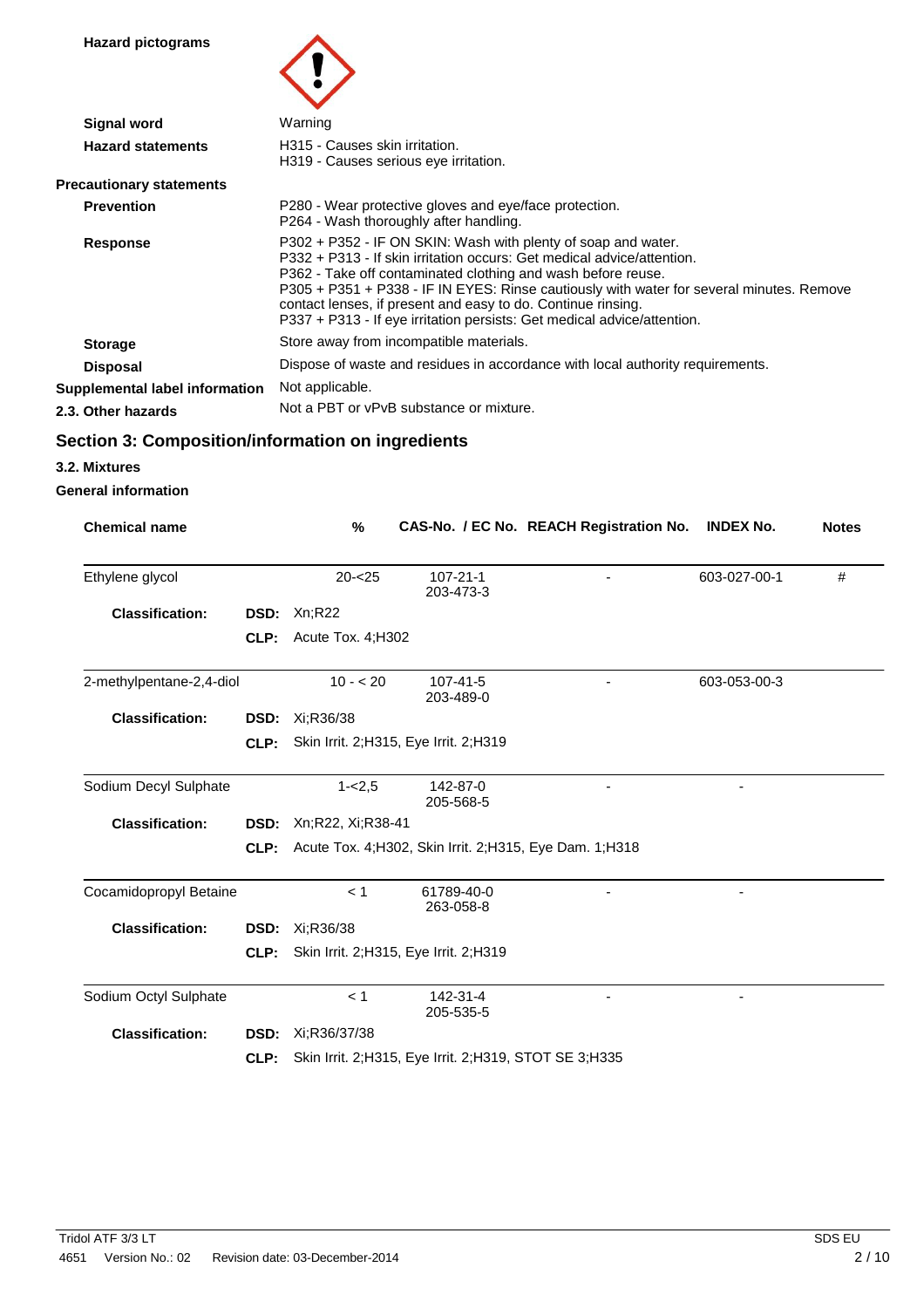| | |
|---|---|
| **Hazard pictograms** | |
| **Signal word** | Warning |
| **Hazard statements** | H315 - Causes skin irritation.<br>H319 - Causes serious eye irritation. |
| **Precautionary statements** | |
| **Prevention** | P280 - Wear protective gloves and eye/face protection.<br>P264 - Wash thoroughly after handling. |
| **Response** | P302 + P352 - IF ON SKIN: Wash with plenty of soap and water.<br>P332 + P313 - If skin irritation occurs: Get medical advice/attention.<br>P362 - Take off contaminated clothing and wash before reuse.<br>P305 + P351 + P338 - IF IN EYES: Rinse cautiously with water for several minutes. Remove contact lenses, if present and easy to do. Continue rinsing.<br>P337 + P313 - If eye irritation persists: Get medical advice/attention. |
| **Storage** | Store away from incompatible materials. |
| **Disposal** | Dispose of waste and residues in accordance with local authority requirements. |
| **Supplemental label information** | Not applicable. |
| **2.3. Other hazards** | Not a PBT or vPvB substance or mixture. |

## Section 3: Composition/information on ingredients

**3.2. Mixtures**

**General information**

| Chemical name | | % | CAS-No. / EC No. | REACH Registration No. | INDEX No. | Notes |
|---|---|---|---|---|---|---|
| Ethylene glycol | | 20-<25 | 107-21-1<br>203-473-3 | - | 603-027-00-1 | # |
| **Classification:** | **DSD:** | Xn;R22 | | | | |
| | **CLP:** | Acute Tox. 4;H302 | | | | |
| 2-methylpentane-2,4-diol | | 10 - < 20 | 107-41-5<br>203-489-0 | - | 603-053-00-3 | |
| **Classification:** | **DSD:** | Xi;R36/38 | | | | |
| | **CLP:** | Skin Irrit. 2;H315, Eye Irrit. 2;H319 | | | | |
| Sodium Decyl Sulphate | | 1-<2,5 | 142-87-0<br>205-568-5 | - | - | |
| **Classification:** | **DSD:** | Xn;R22, Xi;R38-41 | | | | |
| | **CLP:** | Acute Tox. 4;H302, Skin Irrit. 2;H315, Eye Dam. 1;H318 | | | | |
| Cocamidopropyl Betaine | | < 1 | 61789-40-0<br>263-058-8 | - | - | |
| **Classification:** | **DSD:** | Xi;R36/38 | | | | |
| | **CLP:** | Skin Irrit. 2;H315, Eye Irrit. 2;H319 | | | | |
| Sodium Octyl Sulphate | | < 1 | 142-31-4<br>205-535-5 | - | - | |
| **Classification:** | **DSD:** | Xi;R36/37/38 | | | | |
| | **CLP:** | Skin Irrit. 2;H315, Eye Irrit. 2;H319, STOT SE 3;H335 | | | | |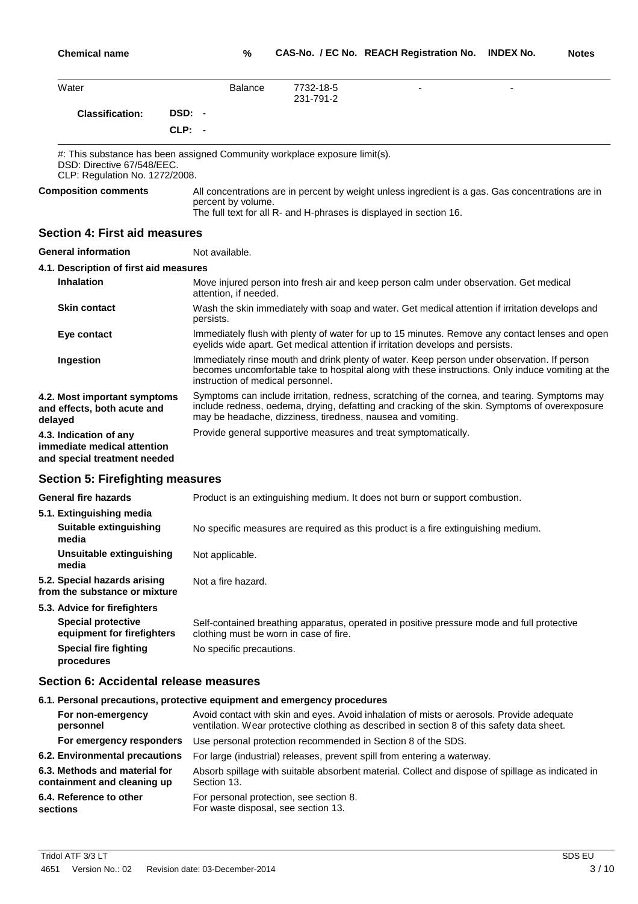| Chemical name | | % | CAS-No. / EC No. | REACH Registration No. | INDEX No. | Notes |
|---|---|---|---|---|---|---|
| Water | | Balance | 7732-18-5<br>231-791-2 | - | - | |
| **Classification:** | **DSD:** - | | | | | |
| | **CLP:** - | | | | | |

#: This substance has been assigned Community workplace exposure limit(s).
DSD: Directive 67/548/EEC.
CLP: Regulation No. 1272/2008.

**Composition comments** All concentrations are in percent by weight unless ingredient is a gas. Gas concentrations are in percent by volume.
The full text for all R- and H-phrases is displayed in section 16.

## Section 4: First aid measures

**General information** Not available.

**4.1. Description of first aid measures**

**Inhalation** Move injured person into fresh air and keep person calm under observation. Get medical attention, if needed.

**Skin contact** Wash the skin immediately with soap and water. Get medical attention if irritation develops and persists.

**Eye contact** Immediately flush with plenty of water for up to 15 minutes. Remove any contact lenses and open eyelids wide apart. Get medical attention if irritation develops and persists.

**Ingestion** Immediately rinse mouth and drink plenty of water. Keep person under observation. If person becomes uncomfortable take to hospital along with these instructions. Only induce vomiting at the instruction of medical personnel.

**4.2. Most important symptoms and effects, both acute and delayed** Symptoms can include irritation, redness, scratching of the cornea, and tearing. Symptoms may include redness, oedema, drying, defatting and cracking of the skin. Symptoms of overexposure may be headache, dizziness, tiredness, nausea and vomiting.

**4.3. Indication of any immediate medical attention and special treatment needed** Provide general supportive measures and treat symptomatically.

## Section 5: Firefighting measures

**General fire hazards** Product is an extinguishing medium. It does not burn or support combustion.

**5.1. Extinguishing media**

**Suitable extinguishing media** No specific measures are required as this product is a fire extinguishing medium.

**Unsuitable extinguishing media** Not applicable.

**5.2. Special hazards arising from the substance or mixture** Not a fire hazard.

**5.3. Advice for firefighters**

**Special protective equipment for firefighters** Self-contained breathing apparatus, operated in positive pressure mode and full protective clothing must be worn in case of fire.

**Special fire fighting procedures** No specific precautions.

## Section 6: Accidental release measures

**6.1. Personal precautions, protective equipment and emergency procedures**

**For non-emergency personnel** Avoid contact with skin and eyes. Avoid inhalation of mists or aerosols. Provide adequate ventilation. Wear protective clothing as described in section 8 of this safety data sheet.

**For emergency responders** Use personal protection recommended in Section 8 of the SDS.

**6.2. Environmental precautions** For large (industrial) releases, prevent spill from entering a waterway.

**6.3. Methods and material for containment and cleaning up** Absorb spillage with suitable absorbent material. Collect and dispose of spillage as indicated in Section 13.

**6.4. Reference to other sections** For personal protection, see section 8.
For waste disposal, see section 13.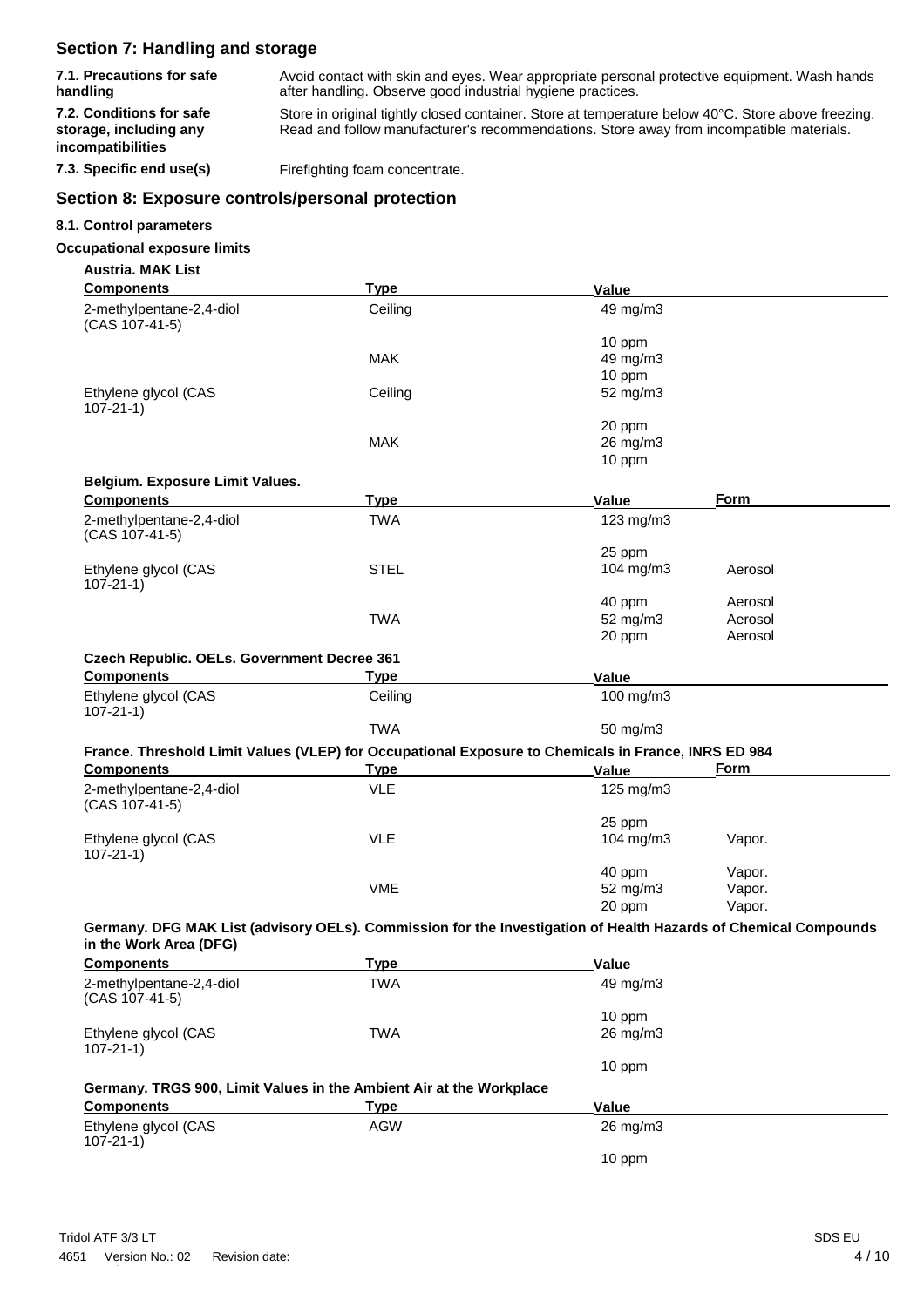## Section 7: Handling and storage

**7.1. Precautions for safe handling**
Avoid contact with skin and eyes. Wear appropriate personal protective equipment. Wash hands after handling. Observe good industrial hygiene practices.

**7.2. Conditions for safe storage, including any incompatibilities**
Store in original tightly closed container. Store at temperature below 40°C. Store above freezing. Read and follow manufacturer's recommendations. Store away from incompatible materials.

**7.3. Specific end use(s)**
Firefighting foam concentrate.

## Section 8: Exposure controls/personal protection

### 8.1. Control parameters

**Occupational exposure limits**

**Austria. MAK List**

| Components | Type | Value |
|---|---|---|
| 2-methylpentane-2,4-diol (CAS 107-41-5) | Ceiling | 49 mg/m3 |
| | | 10 ppm |
| | MAK | 49 mg/m3 |
| | | 10 ppm |
| Ethylene glycol (CAS 107-21-1) | Ceiling | 52 mg/m3 |
| | | 20 ppm |
| | MAK | 26 mg/m3 |
| | | 10 ppm |

**Belgium. Exposure Limit Values.**

| Components | Type | Value | Form |
|---|---|---|---|
| 2-methylpentane-2,4-diol (CAS 107-41-5) | TWA | 123 mg/m3 | |
| | | 25 ppm | |
| Ethylene glycol (CAS 107-21-1) | STEL | 104 mg/m3 | Aerosol |
| | | 40 ppm | Aerosol |
| | TWA | 52 mg/m3 | Aerosol |
| | | 20 ppm | Aerosol |

**Czech Republic. OELs. Government Decree 361**

| Components | Type | Value |
|---|---|---|
| Ethylene glycol (CAS 107-21-1) | Ceiling | 100 mg/m3 |
| | TWA | 50 mg/m3 |

**France. Threshold Limit Values (VLEP) for Occupational Exposure to Chemicals in France, INRS ED 984**

| Components | Type | Value | Form |
|---|---|---|---|
| 2-methylpentane-2,4-diol (CAS 107-41-5) | VLE | 125 mg/m3 | |
| | | 25 ppm | |
| Ethylene glycol (CAS 107-21-1) | VLE | 104 mg/m3 | Vapor. |
| | | 40 ppm | Vapor. |
| | VME | 52 mg/m3 | Vapor. |
| | | 20 ppm | Vapor. |

**Germany. DFG MAK List (advisory OELs). Commission for the Investigation of Health Hazards of Chemical Compounds in the Work Area (DFG)**

| Components | Type | Value |
|---|---|---|
| 2-methylpentane-2,4-diol (CAS 107-41-5) | TWA | 49 mg/m3 |
| | | 10 ppm |
| Ethylene glycol (CAS 107-21-1) | TWA | 26 mg/m3 |
| | | 10 ppm |

**Germany. TRGS 900, Limit Values in the Ambient Air at the Workplace**

| Components | Type | Value |
|---|---|---|
| Ethylene glycol (CAS 107-21-1) | AGW | 26 mg/m3 |
| | | 10 ppm |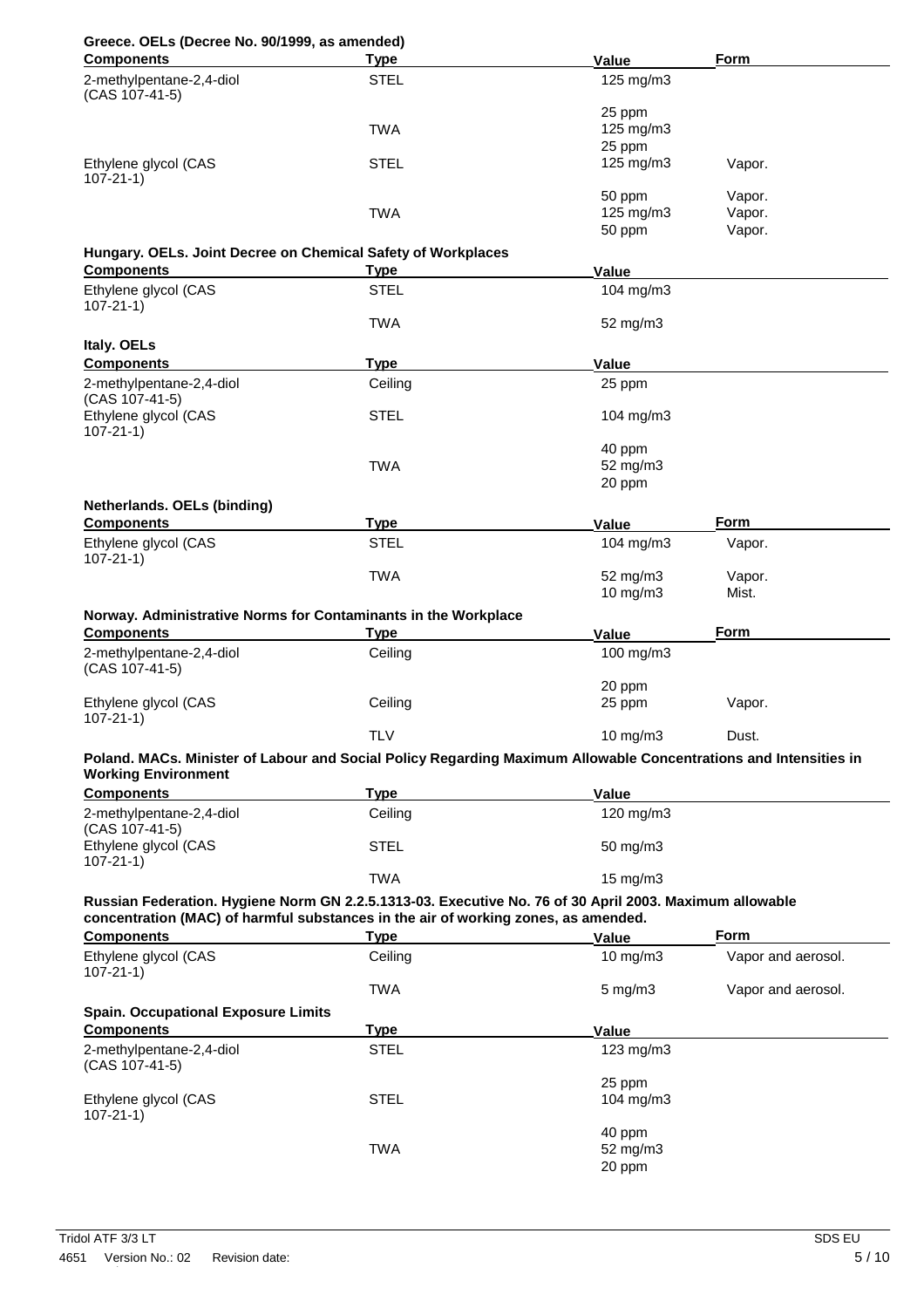**Greece. OELs (Decree No. 90/1999, as amended)**

| Components | Type | Value | Form |
|---|---|---|---|
| 2-methylpentane-2,4-diol (CAS 107-41-5) | STEL | 125 mg/m3 | |
| | | 25 ppm | |
| | TWA | 125 mg/m3 | |
| | | 25 ppm | |
| Ethylene glycol (CAS 107-21-1) | STEL | 125 mg/m3 | Vapor. |
| | | 50 ppm | Vapor. |
| | TWA | 125 mg/m3 | Vapor. |
| | | 50 ppm | Vapor. |

**Hungary. OELs. Joint Decree on Chemical Safety of Workplaces**

| Components | Type | Value |
|---|---|---|
| Ethylene glycol (CAS 107-21-1) | STEL | 104 mg/m3 |
| | TWA | 52 mg/m3 |

**Italy. OELs**

| Components | Type | Value |
|---|---|---|
| 2-methylpentane-2,4-diol (CAS 107-41-5) | Ceiling | 25 ppm |
| Ethylene glycol (CAS 107-21-1) | STEL | 104 mg/m3 |
| | | 40 ppm |
| | TWA | 52 mg/m3 |
| | | 20 ppm |

**Netherlands. OELs (binding)**

| Components | Type | Value | Form |
|---|---|---|---|
| Ethylene glycol (CAS 107-21-1) | STEL | 104 mg/m3 | Vapor. |
| | TWA | 52 mg/m3 | Vapor. |
| | | 10 mg/m3 | Mist. |

**Norway. Administrative Norms for Contaminants in the Workplace**

| Components | Type | Value | Form |
|---|---|---|---|
| 2-methylpentane-2,4-diol (CAS 107-41-5) | Ceiling | 100 mg/m3 | |
| | | 20 ppm | |
| Ethylene glycol (CAS 107-21-1) | Ceiling | 25 ppm | Vapor. |
| | TLV | 10 mg/m3 | Dust. |

**Poland. MACs. Minister of Labour and Social Policy Regarding Maximum Allowable Concentrations and Intensities in Working Environment**

| Components | Type | Value |
|---|---|---|
| 2-methylpentane-2,4-diol (CAS 107-41-5) | Ceiling | 120 mg/m3 |
| Ethylene glycol (CAS 107-21-1) | STEL | 50 mg/m3 |
| | TWA | 15 mg/m3 |

**Russian Federation. Hygiene Norm GN 2.2.5.1313-03. Executive No. 76 of 30 April 2003. Maximum allowable concentration (MAC) of harmful substances in the air of working zones, as amended.**

| Components | Type | Value | Form |
|---|---|---|---|
| Ethylene glycol (CAS 107-21-1) | Ceiling | 10 mg/m3 | Vapor and aerosol. |
| | TWA | 5 mg/m3 | Vapor and aerosol. |

**Spain. Occupational Exposure Limits**

| Components | Type | Value |
|---|---|---|
| 2-methylpentane-2,4-diol (CAS 107-41-5) | STEL | 123 mg/m3 |
| | | 25 ppm |
| Ethylene glycol (CAS 107-21-1) | STEL | 104 mg/m3 |
| | | 40 ppm |
| | TWA | 52 mg/m3 |
| | | 20 ppm |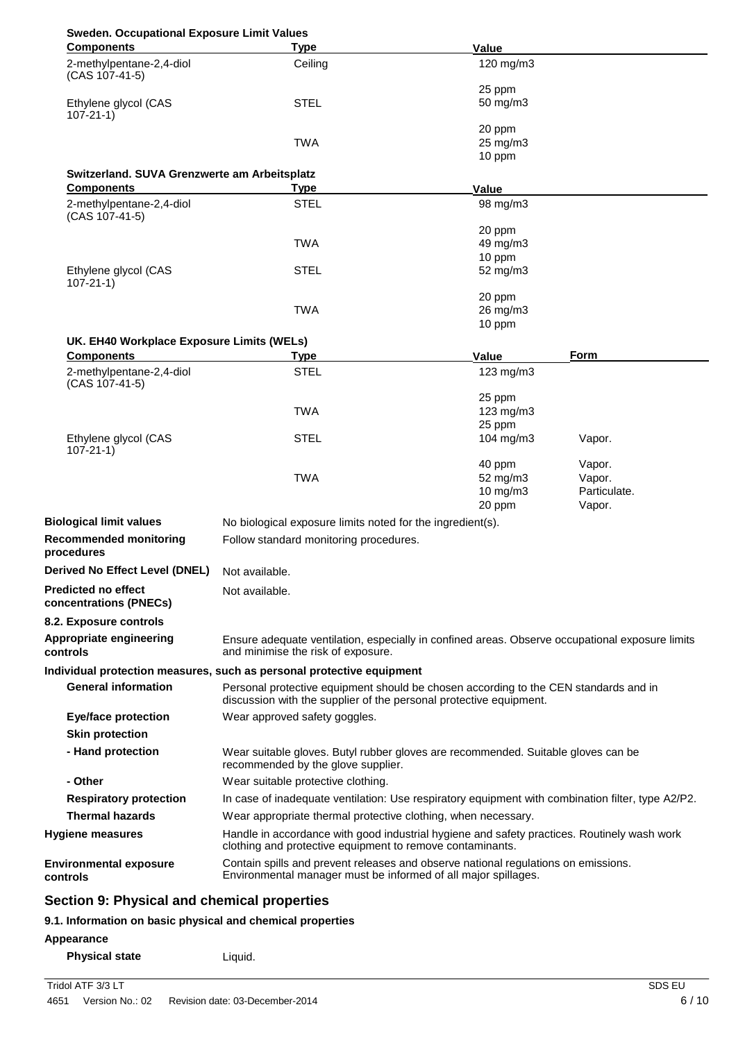**Sweden. Occupational Exposure Limit Values**

| Components | Type | Value |
|---|---|---|
| 2-methylpentane-2,4-diol (CAS 107-41-5) | Ceiling | 120 mg/m3 |
| | | 25 ppm |
| Ethylene glycol (CAS 107-21-1) | STEL | 50 mg/m3 |
| | | 20 ppm |
| | TWA | 25 mg/m3 |
| | | 10 ppm |

**Switzerland. SUVA Grenzwerte am Arbeitsplatz**

| Components | Type | Value |
|---|---|---|
| 2-methylpentane-2,4-diol (CAS 107-41-5) | STEL | 98 mg/m3 |
| | | 20 ppm |
| | TWA | 49 mg/m3 |
| | | 10 ppm |
| Ethylene glycol (CAS 107-21-1) | STEL | 52 mg/m3 |
| | | 20 ppm |
| | TWA | 26 mg/m3 |
| | | 10 ppm |

**UK. EH40 Workplace Exposure Limits (WELs)**

| Components | Type | Value | Form |
|---|---|---|---|
| 2-methylpentane-2,4-diol (CAS 107-41-5) | STEL | 123 mg/m3 | |
| | | 25 ppm | |
| | TWA | 123 mg/m3 | |
| | | 25 ppm | |
| Ethylene glycol (CAS 107-21-1) | STEL | 104 mg/m3 | Vapor. |
| | | 40 ppm | Vapor. |
| | TWA | 52 mg/m3 | Vapor. |
| | | 10 mg/m3 | Particulate. |
| | | 20 ppm | Vapor. |

**Biological limit values** No biological exposure limits noted for the ingredient(s).

**Recommended monitoring procedures** Follow standard monitoring procedures.

**Derived No Effect Level (DNEL)** Not available.

**Predicted no effect concentrations (PNECs)** Not available.

**8.2. Exposure controls**

**Appropriate engineering controls** Ensure adequate ventilation, especially in confined areas. Observe occupational exposure limits and minimise the risk of exposure.

**Individual protection measures, such as personal protective equipment**

**General information** Personal protective equipment should be chosen according to the CEN standards and in discussion with the supplier of the personal protective equipment.

**Eye/face protection** Wear approved safety goggles.

**Skin protection**

**- Hand protection** Wear suitable gloves. Butyl rubber gloves are recommended. Suitable gloves can be recommended by the glove supplier.

**- Other** Wear suitable protective clothing.

**Respiratory protection** In case of inadequate ventilation: Use respiratory equipment with combination filter, type A2/P2.

**Thermal hazards** Wear appropriate thermal protective clothing, when necessary.

**Hygiene measures** Handle in accordance with good industrial hygiene and safety practices. Routinely wash work clothing and protective equipment to remove contaminants.

**Environmental exposure controls** Contain spills and prevent releases and observe national regulations on emissions. Environmental manager must be informed of all major spillages.

## Section 9: Physical and chemical properties

### 9.1. Information on basic physical and chemical properties

**Appearance**

**Physical state** Liquid.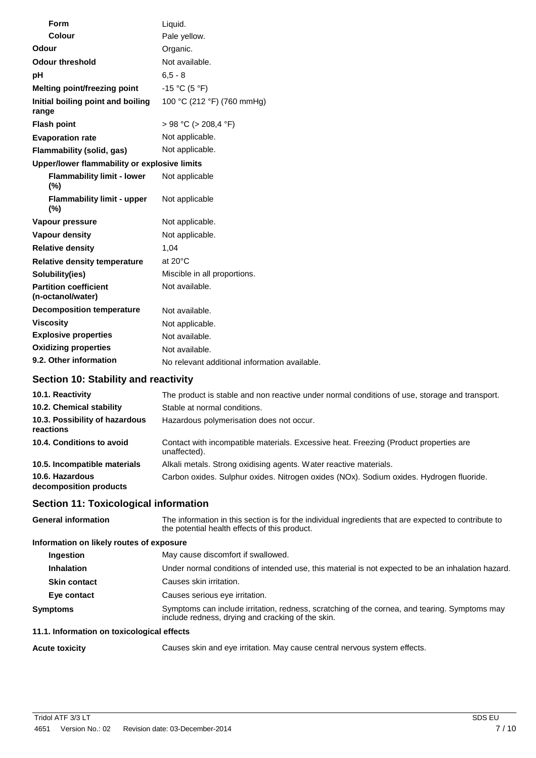| | |
|---|---|
| **Form** | Liquid. |
| **Colour** | Pale yellow. |
| **Odour** | Organic. |
| **Odour threshold** | Not available. |
| **pH** | 6,5 - 8 |
| **Melting point/freezing point** | -15 °C (5 °F) |
| **Initial boiling point and boiling range** | 100 °C (212 °F) (760 mmHg) |
| **Flash point** | > 98 °C (> 208,4 °F) |
| **Evaporation rate** | Not applicable. |
| **Flammability (solid, gas)** | Not applicable. |
| **Upper/lower flammability or explosive limits** | |
| **Flammability limit - lower (%)** | Not applicable |
| **Flammability limit - upper (%)** | Not applicable |
| **Vapour pressure** | Not applicable. |
| **Vapour density** | Not applicable. |
| **Relative density** | 1,04 |
| **Relative density temperature** | at 20°C |
| **Solubility(ies)** | Miscible in all proportions. |
| **Partition coefficient (n-octanol/water)** | Not available. |
| **Decomposition temperature** | Not available. |
| **Viscosity** | Not applicable. |
| **Explosive properties** | Not available. |
| **Oxidizing properties** | Not available. |
| **9.2. Other information** | No relevant additional information available. |

## Section 10: Stability and reactivity

| | |
|---|---|
| **10.1. Reactivity** | The product is stable and non reactive under normal conditions of use, storage and transport. |
| **10.2. Chemical stability** | Stable at normal conditions. |
| **10.3. Possibility of hazardous reactions** | Hazardous polymerisation does not occur. |
| **10.4. Conditions to avoid** | Contact with incompatible materials. Excessive heat. Freezing (Product properties are unaffected). |
| **10.5. Incompatible materials** | Alkali metals. Strong oxidising agents. Water reactive materials. |
| **10.6. Hazardous decomposition products** | Carbon oxides. Sulphur oxides. Nitrogen oxides (NOx). Sodium oxides. Hydrogen fluoride. |

## Section 11: Toxicological information

| | |
|---|---|
| **General information** | The information in this section is for the individual ingredients that are expected to contribute to the potential health effects of this product. |
| **Information on likely routes of exposure** | |
| **Ingestion** | May cause discomfort if swallowed. |
| **Inhalation** | Under normal conditions of intended use, this material is not expected to be an inhalation hazard. |
| **Skin contact** | Causes skin irritation. |
| **Eye contact** | Causes serious eye irritation. |
| **Symptoms** | Symptoms can include irritation, redness, scratching of the cornea, and tearing. Symptoms may include redness, drying and cracking of the skin. |
| **11.1. Information on toxicological effects** | |
| **Acute toxicity** | Causes skin and eye irritation. May cause central nervous system effects. |

Tridol ATF 3/3 LT
4651 Version No.: 02 Revision date: 03-December-2014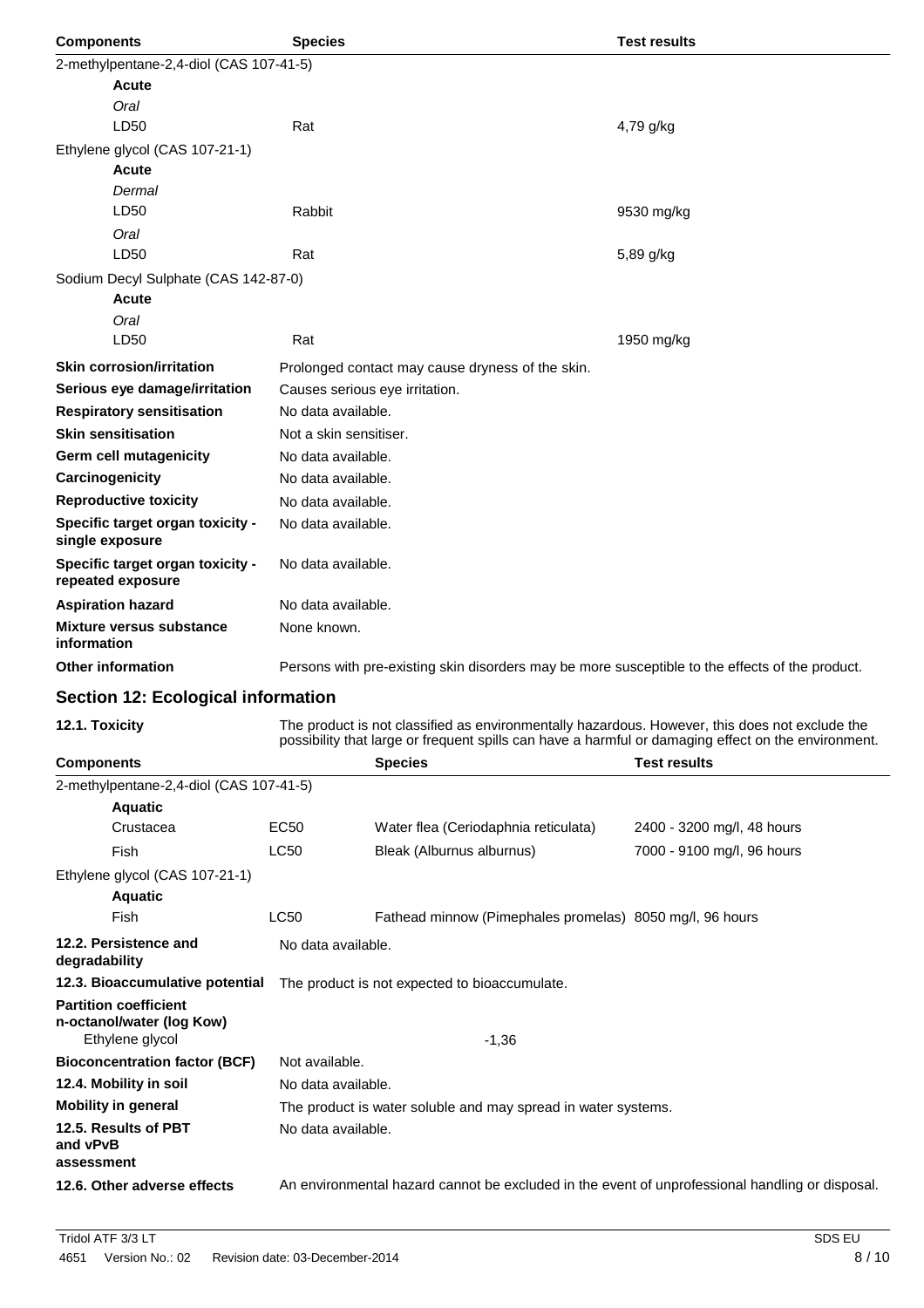| Components | Species | Test results |
|---|---|---|
| 2-methylpentane-2,4-diol (CAS 107-41-5) | | |
| **Acute** | | |
| *Oral* | | |
| LD50 | Rat | 4,79 g/kg |
| Ethylene glycol (CAS 107-21-1) | | |
| **Acute** | | |
| *Dermal* | | |
| LD50 | Rabbit | 9530 mg/kg |
| *Oral* | | |
| LD50 | Rat | 5,89 g/kg |
| Sodium Decyl Sulphate (CAS 142-87-0) | | |
| **Acute** | | |
| *Oral* | | |
| LD50 | Rat | 1950 mg/kg |

| | |
|---|---|
| **Skin corrosion/irritation** | Prolonged contact may cause dryness of the skin. |
| **Serious eye damage/irritation** | Causes serious eye irritation. |
| **Respiratory sensitisation** | No data available. |
| **Skin sensitisation** | Not a skin sensitiser. |
| **Germ cell mutagenicity** | No data available. |
| **Carcinogenicity** | No data available. |
| **Reproductive toxicity** | No data available. |
| **Specific target organ toxicity - single exposure** | No data available. |
| **Specific target organ toxicity - repeated exposure** | No data available. |
| **Aspiration hazard** | No data available. |
| **Mixture versus substance information** | None known. |
| **Other information** | Persons with pre-existing skin disorders may be more susceptible to the effects of the product. |

## Section 12: Ecological information

**12.1. Toxicity**

The product is not classified as environmentally hazardous. However, this does not exclude the possibility that large or frequent spills can have a harmful or damaging effect on the environment.

| Components | | Species | Test results |
|---|---|---|---|
| 2-methylpentane-2,4-diol (CAS 107-41-5) | | | |
| **Aquatic** | | | |
| Crustacea | EC50 | Water flea (Ceriodaphnia reticulata) | 2400 - 3200 mg/l, 48 hours |
| Fish | LC50 | Bleak (Alburnus alburnus) | 7000 - 9100 mg/l, 96 hours |
| Ethylene glycol (CAS 107-21-1) | | | |
| **Aquatic** | | | |
| Fish | LC50 | Fathead minnow (Pimephales promelas) | 8050 mg/l, 96 hours |

| | |
|---|---|
| **12.2. Persistence and degradability** | No data available. |
| **12.3. Bioaccumulative potential** | The product is not expected to bioaccumulate. |
| **Partition coefficient n-octanol/water (log Kow)** | |
| Ethylene glycol | -1,36 |
| **Bioconcentration factor (BCF)** | Not available. |
| **12.4. Mobility in soil** | No data available. |
| **Mobility in general** | The product is water soluble and may spread in water systems. |
| **12.5. Results of PBT and vPvB assessment** | No data available. |
| **12.6. Other adverse effects** | An environmental hazard cannot be excluded in the event of unprofessional handling or disposal. |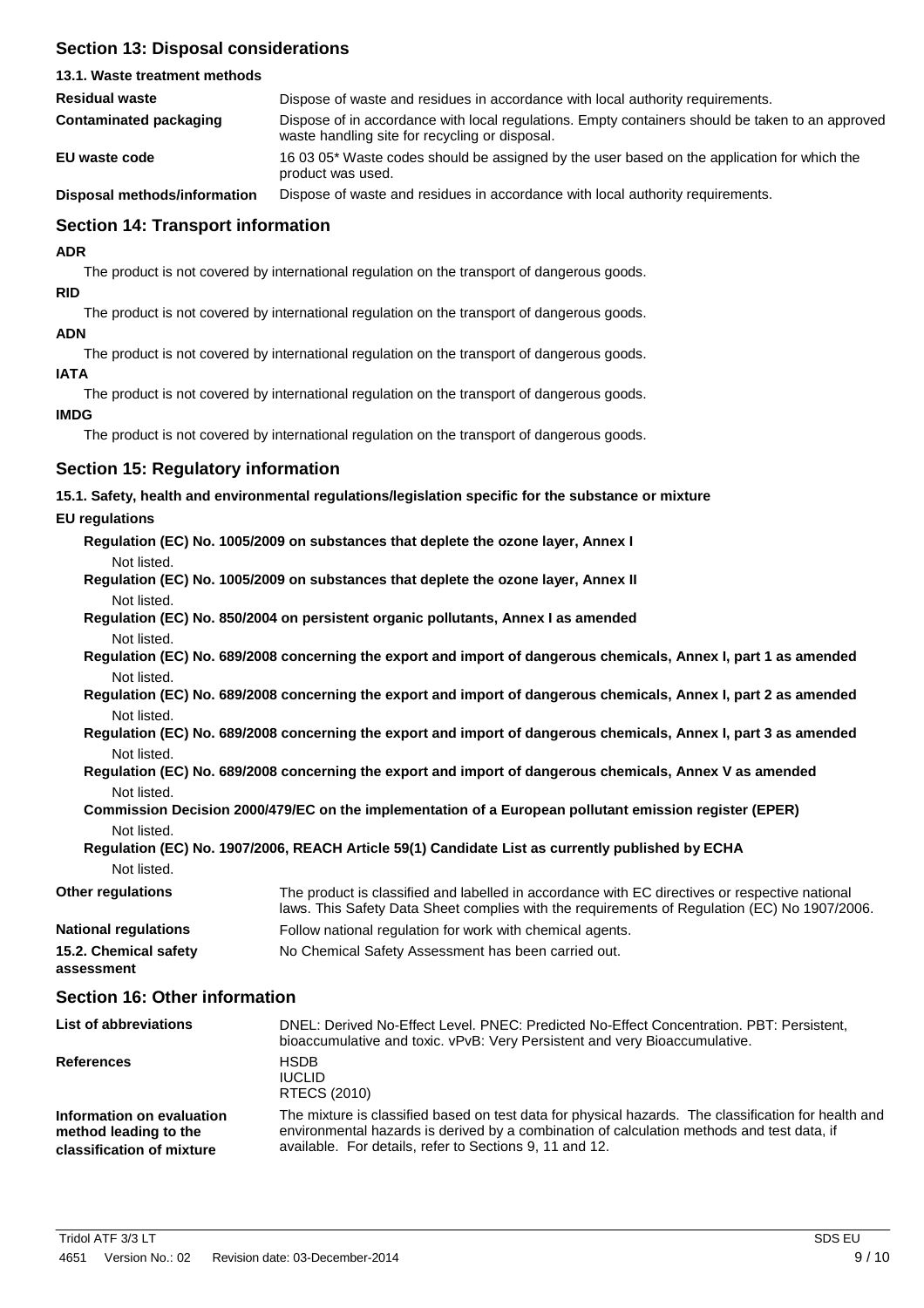## Section 13: Disposal considerations

### 13.1. Waste treatment methods

| | |
|---|---|
| **Residual waste** | Dispose of waste and residues in accordance with local authority requirements. |
| **Contaminated packaging** | Dispose of in accordance with local regulations. Empty containers should be taken to an approved waste handling site for recycling or disposal. |
| **EU waste code** | 16 03 05* Waste codes should be assigned by the user based on the application for which the product was used. |
| **Disposal methods/information** | Dispose of waste and residues in accordance with local authority requirements. |

## Section 14: Transport information

**ADR**

The product is not covered by international regulation on the transport of dangerous goods.

**RID**

The product is not covered by international regulation on the transport of dangerous goods.

**ADN**

The product is not covered by international regulation on the transport of dangerous goods.

**IATA**

The product is not covered by international regulation on the transport of dangerous goods.

**IMDG**

The product is not covered by international regulation on the transport of dangerous goods.

## Section 15: Regulatory information

### 15.1. Safety, health and environmental regulations/legislation specific for the substance or mixture

**EU regulations**

**Regulation (EC) No. 1005/2009 on substances that deplete the ozone layer, Annex I**

Not listed.

**Regulation (EC) No. 1005/2009 on substances that deplete the ozone layer, Annex II**

Not listed.

**Regulation (EC) No. 850/2004 on persistent organic pollutants, Annex I as amended**

Not listed.

**Regulation (EC) No. 689/2008 concerning the export and import of dangerous chemicals, Annex I, part 1 as amended**

Not listed.

**Regulation (EC) No. 689/2008 concerning the export and import of dangerous chemicals, Annex I, part 2 as amended**

Not listed.

**Regulation (EC) No. 689/2008 concerning the export and import of dangerous chemicals, Annex I, part 3 as amended**

Not listed.

**Regulation (EC) No. 689/2008 concerning the export and import of dangerous chemicals, Annex V as amended**

Not listed.

**Commission Decision 2000/479/EC on the implementation of a European pollutant emission register (EPER)**

Not listed.

**Regulation (EC) No. 1907/2006, REACH Article 59(1) Candidate List as currently published by ECHA**

Not listed.

| | |
|---|---|
| **Other regulations** | The product is classified and labelled in accordance with EC directives or respective national laws. This Safety Data Sheet complies with the requirements of Regulation (EC) No 1907/2006. |
| **National regulations** | Follow national regulation for work with chemical agents. |
| **15.2. Chemical safety assessment** | No Chemical Safety Assessment has been carried out. |

## Section 16: Other information

| | |
|---|---|
| **List of abbreviations** | DNEL: Derived No-Effect Level. PNEC: Predicted No-Effect Concentration. PBT: Persistent, bioaccumulative and toxic. vPvB: Very Persistent and very Bioaccumulative. |
| **References** | HSDB<br>IUCLID<br>RTECS (2010) |
| **Information on evaluation method leading to the classification of mixture** | The mixture is classified based on test data for physical hazards. The classification for health and environmental hazards is derived by a combination of calculation methods and test data, if available. For details, refer to Sections 9, 11 and 12. |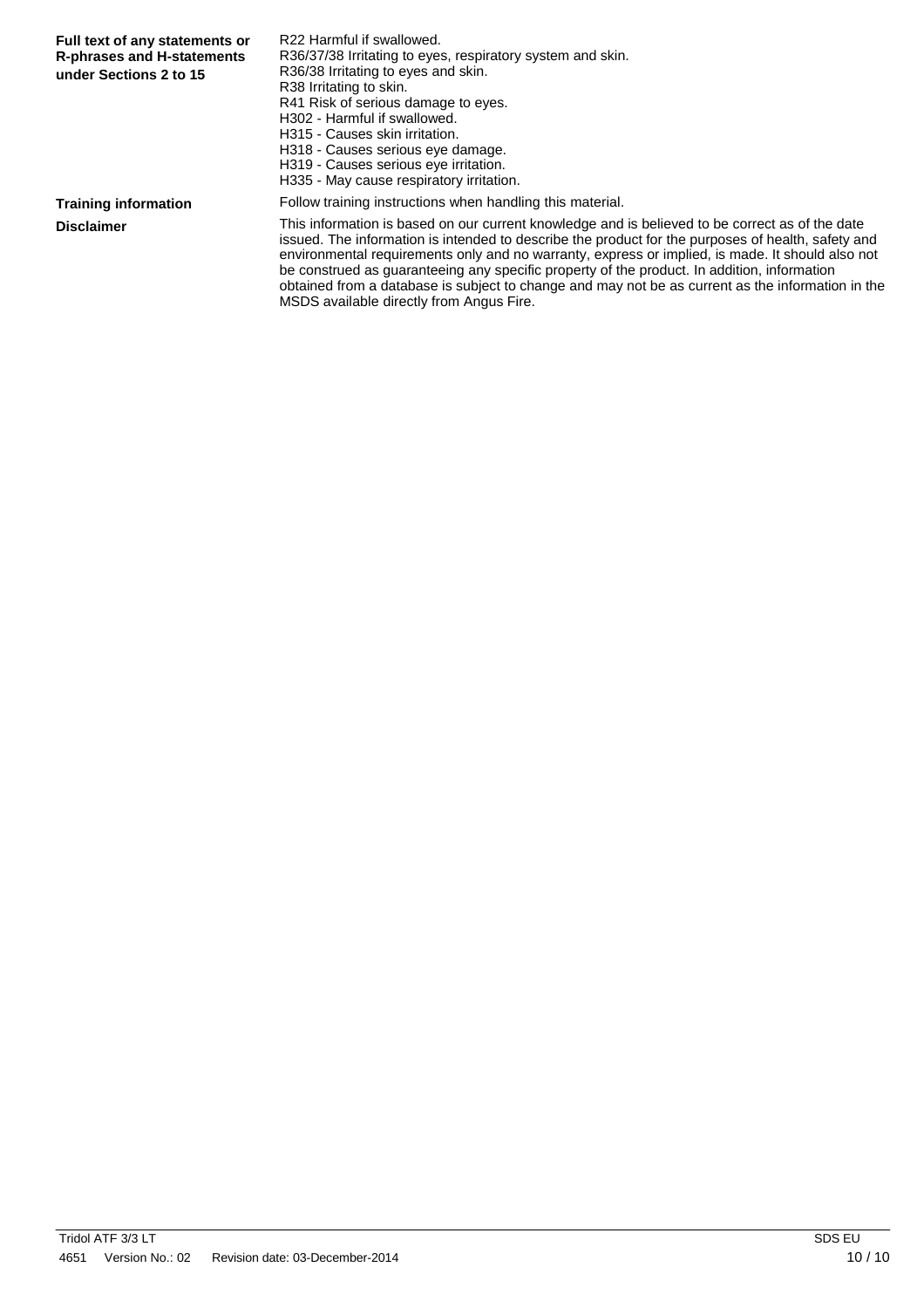**Full text of any statements or R-phrases and H-statements under Sections 2 to 15**

R22 Harmful if swallowed.
R36/37/38 Irritating to eyes, respiratory system and skin.
R36/38 Irritating to eyes and skin.
R38 Irritating to skin.
R41 Risk of serious damage to eyes.
H302 - Harmful if swallowed.
H315 - Causes skin irritation.
H318 - Causes serious eye damage.
H319 - Causes serious eye irritation.
H335 - May cause respiratory irritation.

**Training information**

Follow training instructions when handling this material.

**Disclaimer**

This information is based on our current knowledge and is believed to be correct as of the date issued. The information is intended to describe the product for the purposes of health, safety and environmental requirements only and no warranty, express or implied, is made. It should also not be construed as guaranteeing any specific property of the product. In addition, information obtained from a database is subject to change and may not be as current as the information in the MSDS available directly from Angus Fire.